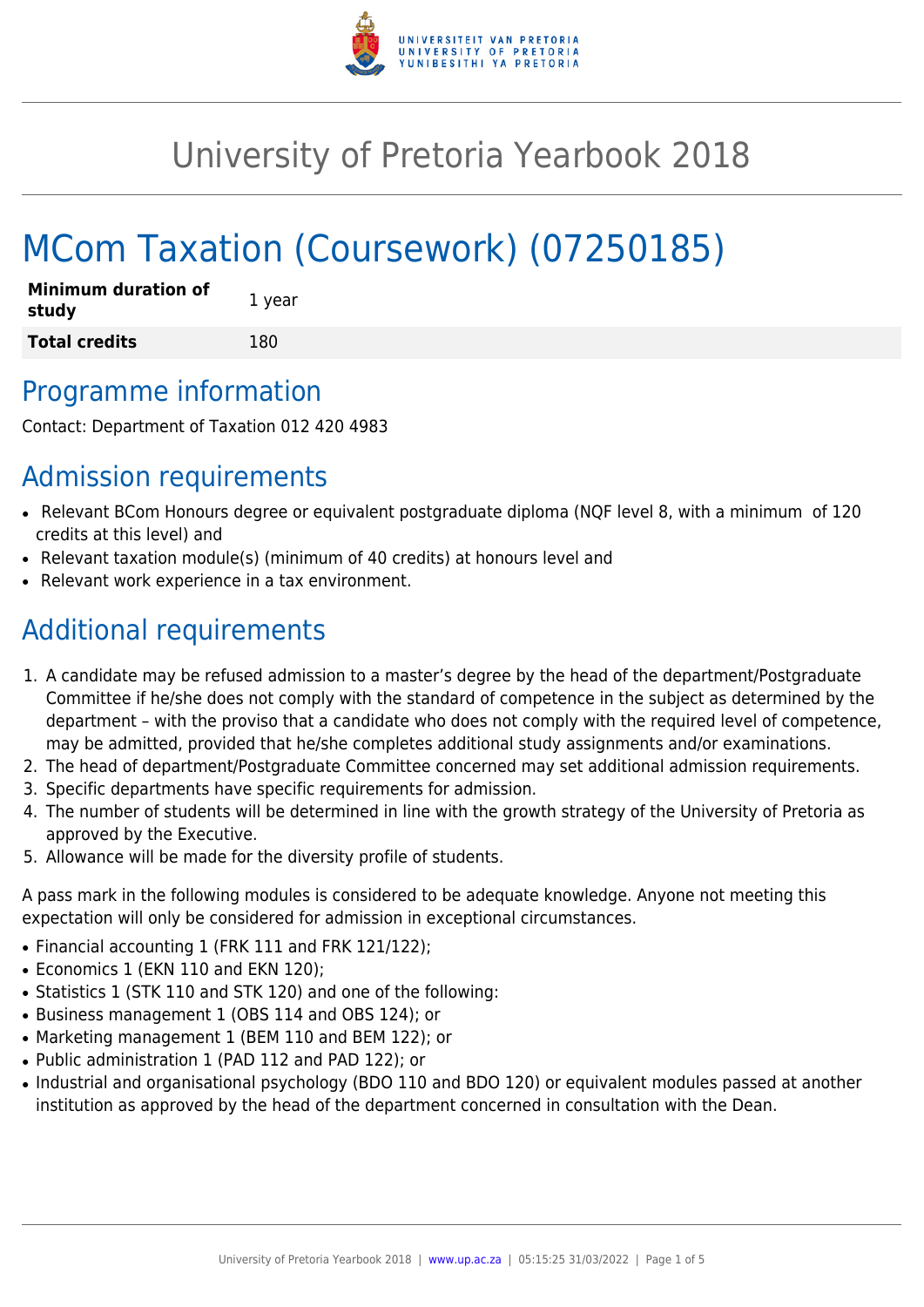# University of Pretoria Yearbook 2018

# MCom Taxation (Coursework) (07250185)

| **Minimum duration of study** | 1 year |
|---|---|
| **Total credits** | 180 |

## Programme information

Contact: Department of Taxation 012 420 4983

## Admission requirements

- Relevant BCom Honours degree or equivalent postgraduate diploma (NQF level 8, with a minimum of 120 credits at this level) and
- Relevant taxation module(s) (minimum of 40 credits) at honours level and
- Relevant work experience in a tax environment.

## Additional requirements

1. A candidate may be refused admission to a master's degree by the head of the department/Postgraduate Committee if he/she does not comply with the standard of competence in the subject as determined by the department – with the proviso that a candidate who does not comply with the required level of competence, may be admitted, provided that he/she completes additional study assignments and/or examinations.
2. The head of department/Postgraduate Committee concerned may set additional admission requirements.
3. Specific departments have specific requirements for admission.
4. The number of students will be determined in line with the growth strategy of the University of Pretoria as approved by the Executive.
5. Allowance will be made for the diversity profile of students.

A pass mark in the following modules is considered to be adequate knowledge. Anyone not meeting this expectation will only be considered for admission in exceptional circumstances.

- Financial accounting 1 (FRK 111 and FRK 121/122);
- Economics 1 (EKN 110 and EKN 120);
- Statistics 1 (STK 110 and STK 120) and one of the following:
- Business management 1 (OBS 114 and OBS 124); or
- Marketing management 1 (BEM 110 and BEM 122); or
- Public administration 1 (PAD 112 and PAD 122); or
- Industrial and organisational psychology (BDO 110 and BDO 120) or equivalent modules passed at another institution as approved by the head of the department concerned in consultation with the Dean.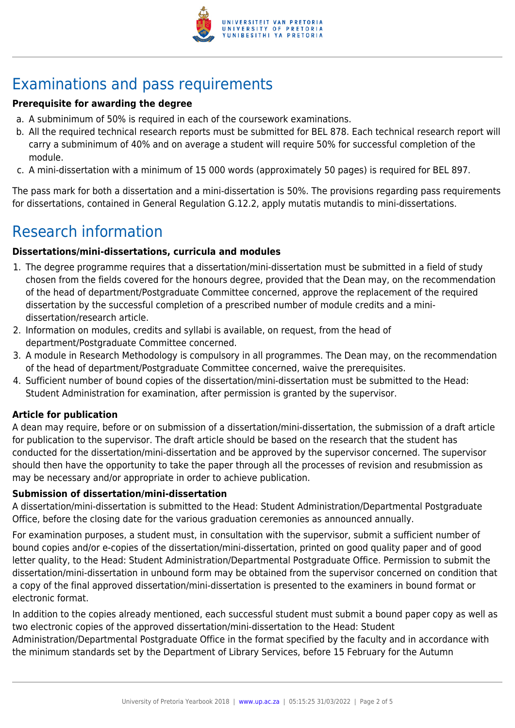# Examinations and pass requirements

**Prerequisite for awarding the degree**

a. A subminimum of 50% is required in each of the coursework examinations.
b. All the required technical research reports must be submitted for BEL 878. Each technical research report will carry a subminimum of 40% and on average a student will require 50% for successful completion of the module.
c. A mini-dissertation with a minimum of 15 000 words (approximately 50 pages) is required for BEL 897.

The pass mark for both a dissertation and a mini-dissertation is 50%. The provisions regarding pass requirements for dissertations, contained in General Regulation G.12.2, apply mutatis mutandis to mini-dissertations.

# Research information

**Dissertations/mini-dissertations, curricula and modules**

1. The degree programme requires that a dissertation/mini-dissertation must be submitted in a field of study chosen from the fields covered for the honours degree, provided that the Dean may, on the recommendation of the head of department/Postgraduate Committee concerned, approve the replacement of the required dissertation by the successful completion of a prescribed number of module credits and a mini-dissertation/research article.
2. Information on modules, credits and syllabi is available, on request, from the head of department/Postgraduate Committee concerned.
3. A module in Research Methodology is compulsory in all programmes. The Dean may, on the recommendation of the head of department/Postgraduate Committee concerned, waive the prerequisites.
4. Sufficient number of bound copies of the dissertation/mini-dissertation must be submitted to the Head: Student Administration for examination, after permission is granted by the supervisor.

**Article for publication**

A dean may require, before or on submission of a dissertation/mini-dissertation, the submission of a draft article for publication to the supervisor. The draft article should be based on the research that the student has conducted for the dissertation/mini-dissertation and be approved by the supervisor concerned. The supervisor should then have the opportunity to take the paper through all the processes of revision and resubmission as may be necessary and/or appropriate in order to achieve publication.

**Submission of dissertation/mini-dissertation**

A dissertation/mini-dissertation is submitted to the Head: Student Administration/Departmental Postgraduate Office, before the closing date for the various graduation ceremonies as announced annually.

For examination purposes, a student must, in consultation with the supervisor, submit a sufficient number of bound copies and/or e-copies of the dissertation/mini-dissertation, printed on good quality paper and of good letter quality, to the Head: Student Administration/Departmental Postgraduate Office. Permission to submit the dissertation/mini-dissertation in unbound form may be obtained from the supervisor concerned on condition that a copy of the final approved dissertation/mini-dissertation is presented to the examiners in bound format or electronic format.

In addition to the copies already mentioned, each successful student must submit a bound paper copy as well as two electronic copies of the approved dissertation/mini-dissertation to the Head: Student Administration/Departmental Postgraduate Office in the format specified by the faculty and in accordance with the minimum standards set by the Department of Library Services, before 15 February for the Autumn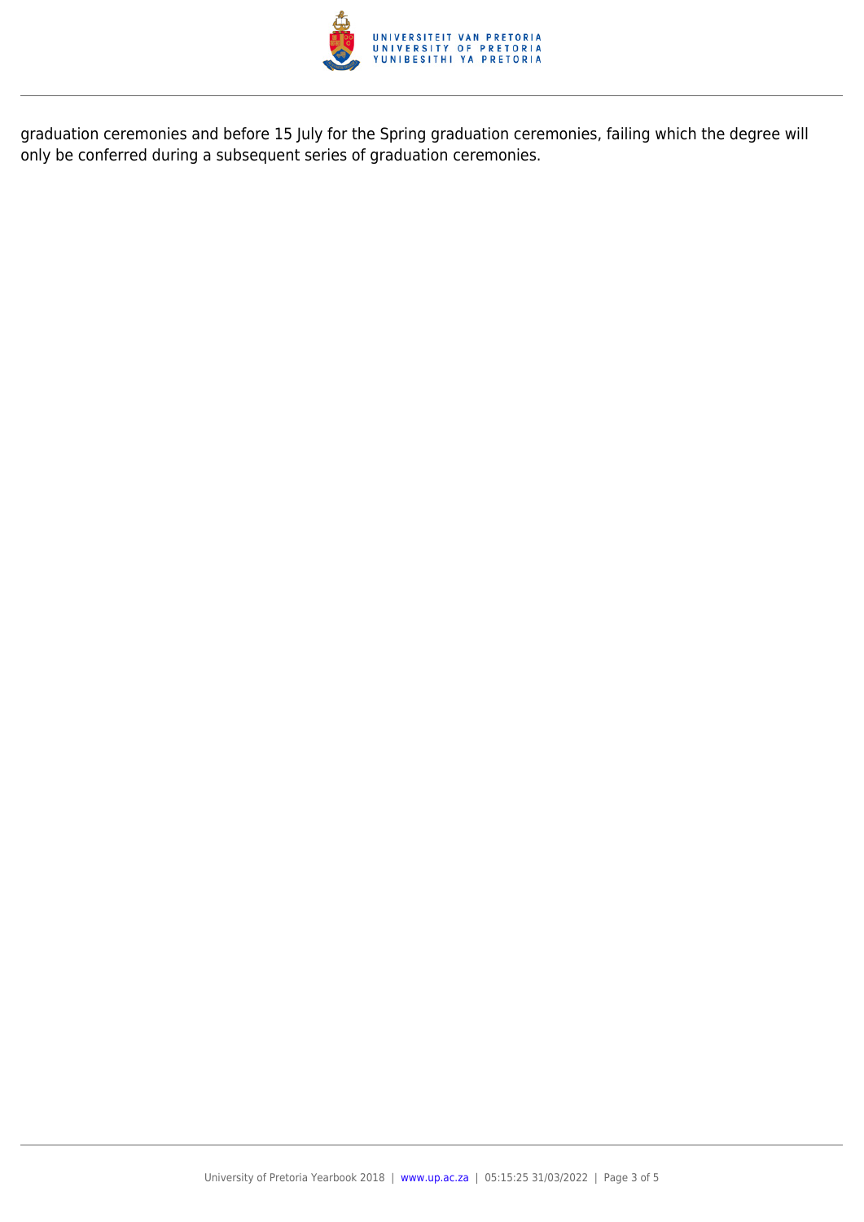graduation ceremonies and before 15 July for the Spring graduation ceremonies, failing which the degree will only be conferred during a subsequent series of graduation ceremonies.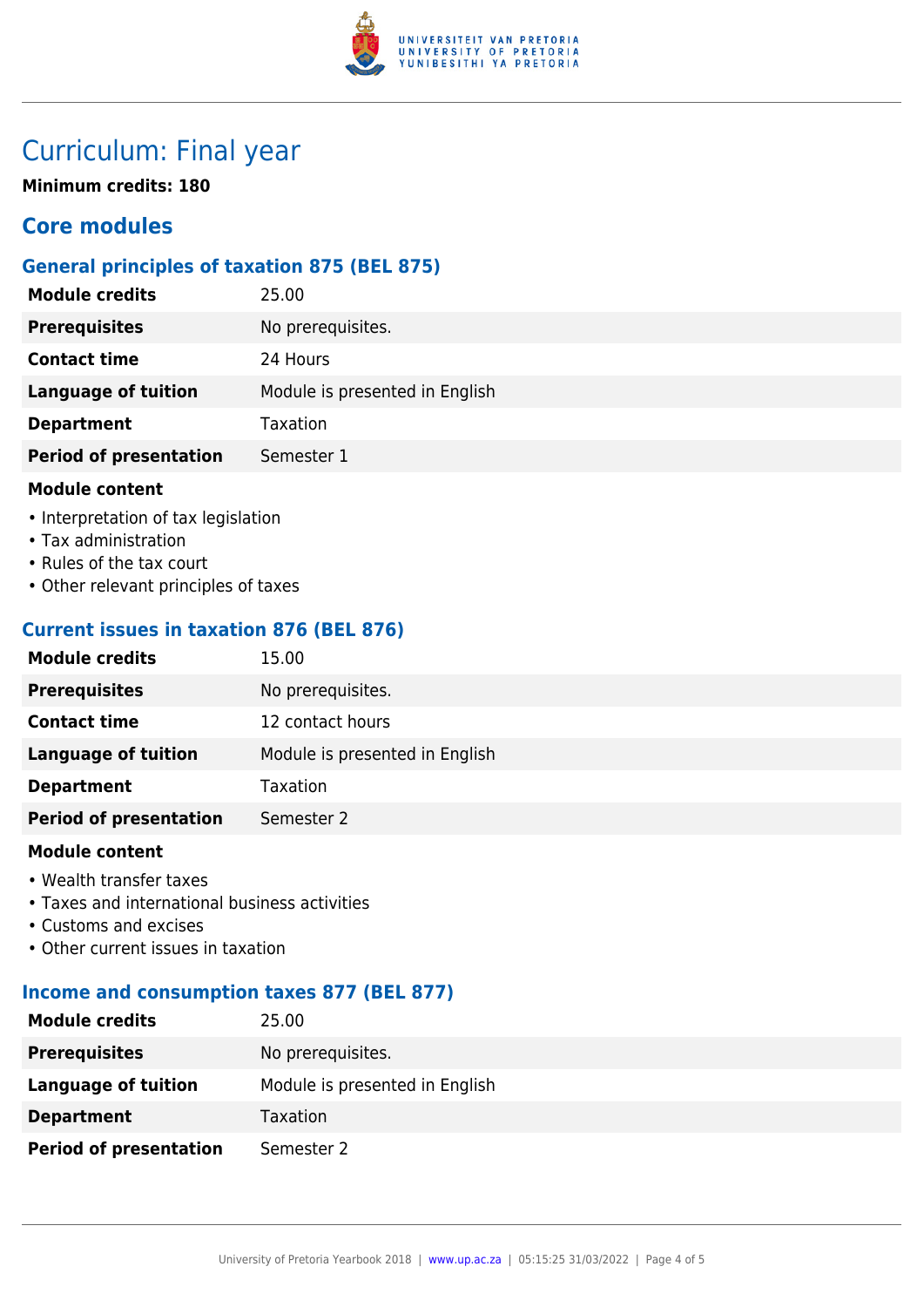# Curriculum: Final year

**Minimum credits: 180**

## Core modules

### General principles of taxation 875 (BEL 875)

| | |
|---|---|
| **Module credits** | 25.00 |
| **Prerequisites** | No prerequisites. |
| **Contact time** | 24 Hours |
| **Language of tuition** | Module is presented in English |
| **Department** | Taxation |
| **Period of presentation** | Semester 1 |

**Module content**

- Interpretation of tax legislation
- Tax administration
- Rules of the tax court
- Other relevant principles of taxes

### Current issues in taxation 876 (BEL 876)

| | |
|---|---|
| **Module credits** | 15.00 |
| **Prerequisites** | No prerequisites. |
| **Contact time** | 12 contact hours |
| **Language of tuition** | Module is presented in English |
| **Department** | Taxation |
| **Period of presentation** | Semester 2 |

**Module content**

- Wealth transfer taxes
- Taxes and international business activities
- Customs and excises
- Other current issues in taxation

### Income and consumption taxes 877 (BEL 877)

| | |
|---|---|
| **Module credits** | 25.00 |
| **Prerequisites** | No prerequisites. |
| **Language of tuition** | Module is presented in English |
| **Department** | Taxation |
| **Period of presentation** | Semester 2 |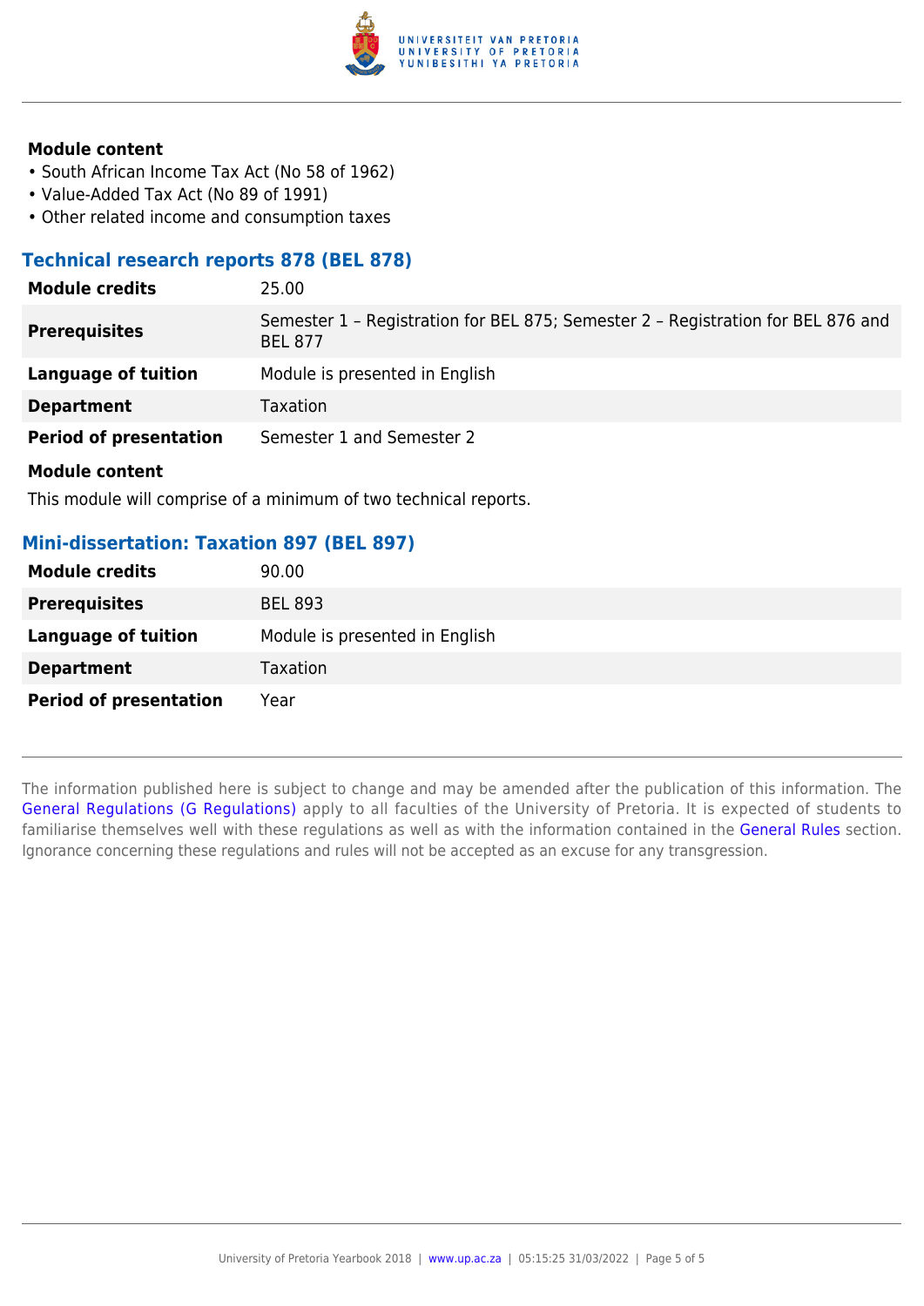**Module content**

- South African Income Tax Act (No 58 of 1962)
- Value-Added Tax Act (No 89 of 1991)
- Other related income and consumption taxes

### Technical research reports 878 (BEL 878)

| | |
|---|---|
| **Module credits** | 25.00 |
| **Prerequisites** | Semester 1 – Registration for BEL 875; Semester 2 – Registration for BEL 876 and BEL 877 |
| **Language of tuition** | Module is presented in English |
| **Department** | Taxation |
| **Period of presentation** | Semester 1 and Semester 2 |

**Module content**

This module will comprise of a minimum of two technical reports.

### Mini-dissertation: Taxation 897 (BEL 897)

| | |
|---|---|
| **Module credits** | 90.00 |
| **Prerequisites** | BEL 893 |
| **Language of tuition** | Module is presented in English |
| **Department** | Taxation |
| **Period of presentation** | Year |

The information published here is subject to change and may be amended after the publication of this information. The General Regulations (G Regulations) apply to all faculties of the University of Pretoria. It is expected of students to familiarise themselves well with these regulations as well as with the information contained in the General Rules section. Ignorance concerning these regulations and rules will not be accepted as an excuse for any transgression.